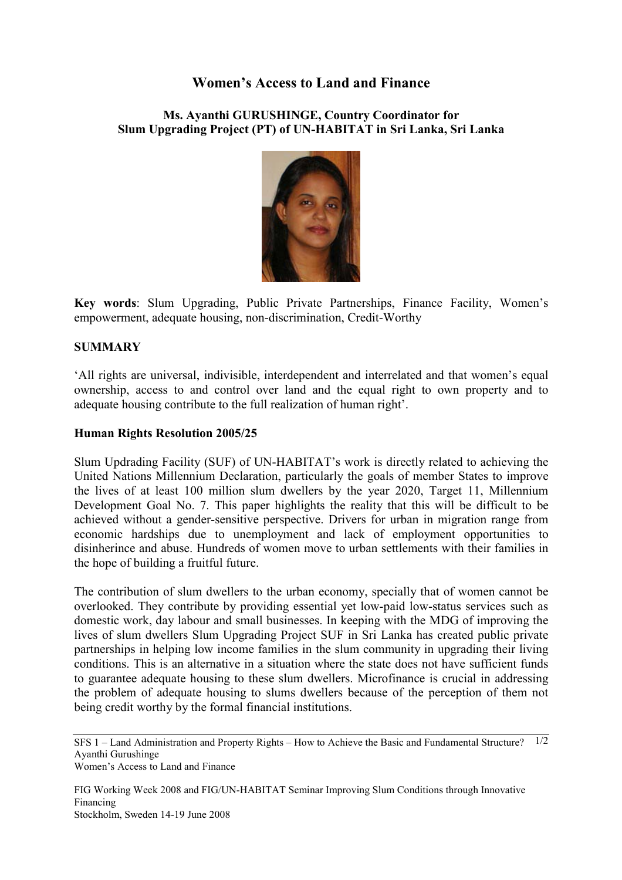# Women's Access to Land and Finance

### Ms. Ayanthi GURUSHINGE, Country Coordinator for Slum Upgrading Project (PT) of UN-HABITAT in Sri Lanka, Sri Lanka

**Key words**: Slum Upgrading, Public Private Partnerships, Finance Facility, Women's empowerment, adequate housing, non-discrimination, Credit-Worthy

## SUMMARY

'All rights are universal, indivisible, interdependent and interrelated and that women's equal ownership, access to and control over land and the equal right to own property and to adequate housing contribute to the full realization of human right'.

### Human Rights Resolution 2005/25

Slum Updrading Facility (SUF) of UN-HABITAT's work is directly related to achieving the United Nations Millennium Declaration, particularly the goals of member States to improve the lives of at least 100 million slum dwellers by the year 2020, Target 11, Millennium Development Goal No. 7. This paper highlights the reality that this will be difficult to be achieved without a gender-sensitive perspective. Drivers for urban in migration range from economic hardships due to unemployment and lack of employment opportunities to disinherince and abuse. Hundreds of women move to urban settlements with their families in the hope of building a fruitful future.

The contribution of slum dwellers to the urban economy, specially that of women cannot be overlooked. They contribute by providing essential yet low-paid low-status services such as domestic work, day labour and small businesses. In keeping with the MDG of improving the lives of slum dwellers Slum Upgrading Project SUF in Sri Lanka has created public private partnerships in helping low income families in the slum community in upgrading their living conditions. This is an alternative in a situation where the state does not have sufficient funds to guarantee adequate housing to these slum dwellers. Microfinance is crucial in addressing the problem of adequate housing to slums dwellers because of the perception of them not being credit worthy by the formal financial institutions.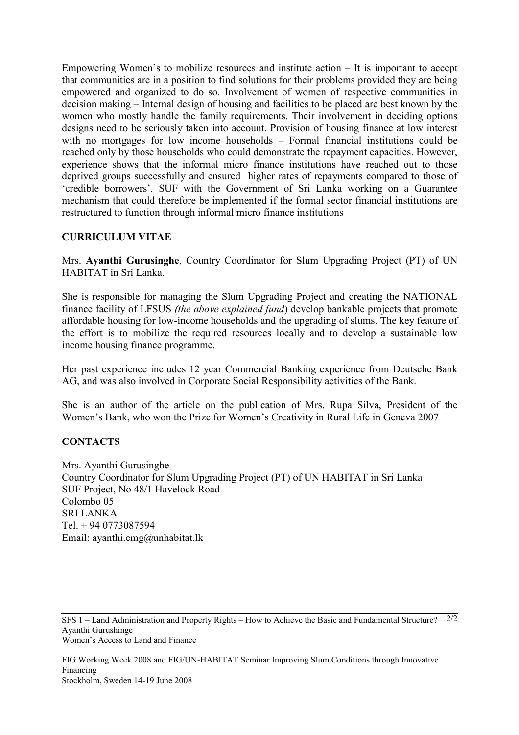Empowering Women's to mobilize resources and institute action – It is important to accept that communities are in a position to find solutions for their problems provided they are being empowered and organized to do so. Involvement of women of respective communities in decision making – Internal design of housing and facilities to be placed are best known by the women who mostly handle the family requirements. Their involvement in deciding options designs need to be seriously taken into account. Provision of housing finance at low interest with no mortgages for low income households – Formal financial institutions could be reached only by those households who could demonstrate the repayment capacities. However, experience shows that the informal micro finance institutions have reached out to those deprived groups successfully and ensured higher rates of repayments compared to those of 'credible borrowers'. SUF with the Government of Sri Lanka working on a Guarantee mechanism that could therefore be implemented if the formal sector financial institutions are restructured to function through informal micro finance institutions

## CURRICULUM VITAE

Mrs. **Ayanthi Gurusinghe**, Country Coordinator for Slum Upgrading Project (PT) of UN HABITAT in Sri Lanka.

She is responsible for managing the Slum Upgrading Project and creating the NATIONAL finance facility of LFSUS *(the above explained fund*) develop bankable projects that promote affordable housing for low-income households and the upgrading of slums. The key feature of the effort is to mobilize the required resources locally and to develop a sustainable low income housing finance programme.

Her past experience includes 12 year Commercial Banking experience from Deutsche Bank AG, and was also involved in Corporate Social Responsibility activities of the Bank.

She is an author of the article on the publication of Mrs. Rupa Silva, President of the Women's Bank, who won the Prize for Women's Creativity in Rural Life in Geneva 2007

## CONTACTS

Mrs. Ayanthi Gurusinghe
Country Coordinator for Slum Upgrading Project (PT) of UN HABITAT in Sri Lanka
SUF Project, No 48/1 Havelock Road
Colombo 05
SRI LANKA
Tel. + 94 0773087594
Email: ayanthi.emg@unhabitat.lk